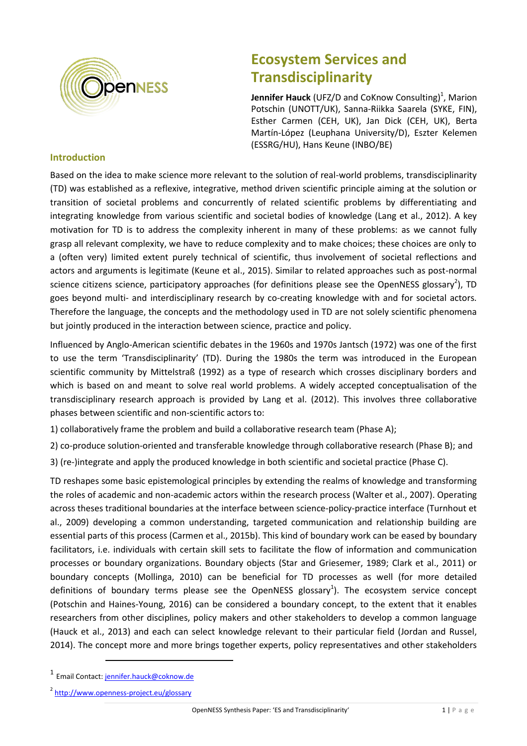# Ecosystem Services and Transdisciplinarity

**Jennifer Hauck** (UFZ/D and CoKnow Consulting)[1], Marion Potschin (UNOTT/UK), Sanna-Riikka Saarela (SYKE, FIN), Esther Carmen (CEH, UK), Jan Dick (CEH, UK), Berta Martín-López (Leuphana University/D), Eszter Kelemen (ESSRG/HU), Hans Keune (INBO/BE)

## Introduction

Based on the idea to make science more relevant to the solution of real-world problems, transdisciplinarity (TD) was established as a reflexive, integrative, method driven scientific principle aiming at the solution or transition of societal problems and concurrently of related scientific problems by differentiating and integrating knowledge from various scientific and societal bodies of knowledge (Lang et al., 2012). A key motivation for TD is to address the complexity inherent in many of these problems: as we cannot fully grasp all relevant complexity, we have to reduce complexity and to make choices; these choices are only to a (often very) limited extent purely technical of scientific, thus involvement of societal reflections and actors and arguments is legitimate (Keune et al., 2015). Similar to related approaches such as post-normal science citizens science, participatory approaches (for definitions please see the OpenNESS glossary[2]), TD goes beyond multi- and interdisciplinary research by co-creating knowledge with and for societal actors. Therefore the language, the concepts and the methodology used in TD are not solely scientific phenomena but jointly produced in the interaction between science, practice and policy.

Influenced by Anglo-American scientific debates in the 1960s and 1970s Jantsch (1972) was one of the first to use the term 'Transdisciplinarity' (TD). During the 1980s the term was introduced in the European scientific community by Mittelstraß (1992) as a type of research which crosses disciplinary borders and which is based on and meant to solve real world problems. A widely accepted conceptualisation of the transdisciplinary research approach is provided by Lang et al. (2012). This involves three collaborative phases between scientific and non-scientific actors to:

1) collaboratively frame the problem and build a collaborative research team (Phase A);

2) co-produce solution-oriented and transferable knowledge through collaborative research (Phase B); and

3) (re-)integrate and apply the produced knowledge in both scientific and societal practice (Phase C).

TD reshapes some basic epistemological principles by extending the realms of knowledge and transforming the roles of academic and non-academic actors within the research process (Walter et al., 2007). Operating across theses traditional boundaries at the interface between science-policy-practice interface (Turnhout et al., 2009) developing a common understanding, targeted communication and relationship building are essential parts of this process (Carmen et al., 2015b). This kind of boundary work can be eased by boundary facilitators, i.e. individuals with certain skill sets to facilitate the flow of information and communication processes or boundary organizations. Boundary objects (Star and Griesemer, 1989; Clark et al., 2011) or boundary concepts (Mollinga, 2010) can be beneficial for TD processes as well (for more detailed definitions of boundary terms please see the OpenNESS glossary[1]). The ecosystem service concept (Potschin and Haines-Young, 2016) can be considered a boundary concept, to the extent that it enables researchers from other disciplines, policy makers and other stakeholders to develop a common language (Hauck et al., 2013) and each can select knowledge relevant to their particular field (Jordan and Russel, 2014). The concept more and more brings together experts, policy representatives and other stakeholders

---

[1] Email Contact: jennifer.hauck@coknow.de

[2] http://www.openness-project.eu/glossary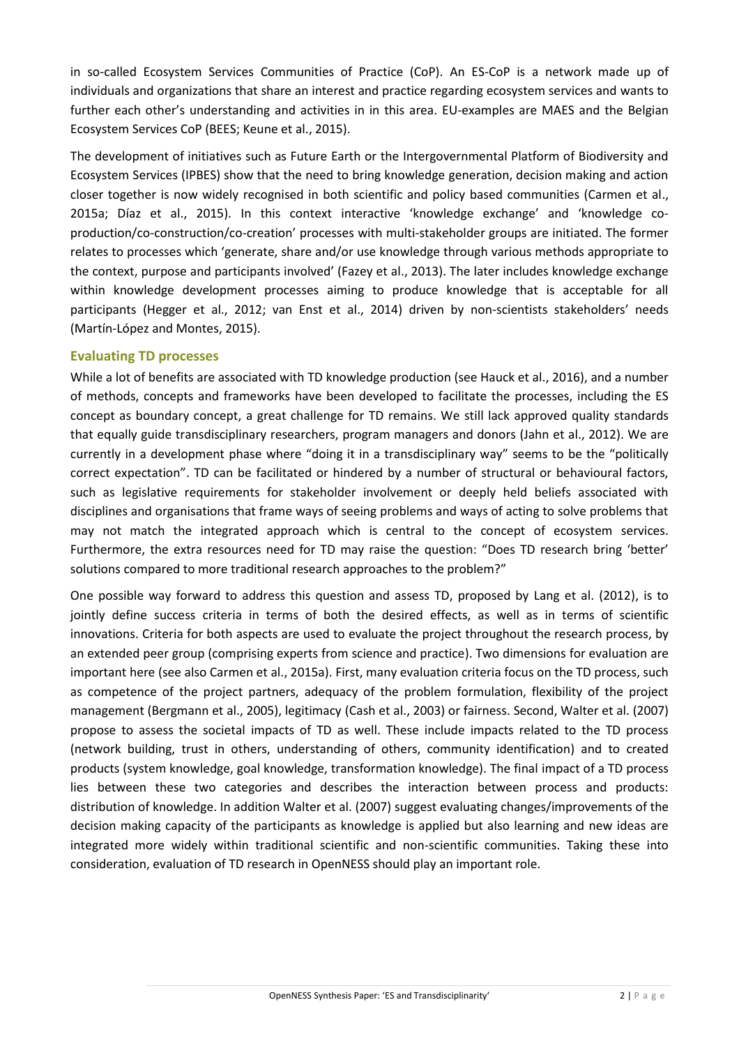in so-called Ecosystem Services Communities of Practice (CoP). An ES-CoP is a network made up of individuals and organizations that share an interest and practice regarding ecosystem services and wants to further each other's understanding and activities in in this area. EU-examples are MAES and the Belgian Ecosystem Services CoP (BEES; Keune et al., 2015).

The development of initiatives such as Future Earth or the Intergovernmental Platform of Biodiversity and Ecosystem Services (IPBES) show that the need to bring knowledge generation, decision making and action closer together is now widely recognised in both scientific and policy based communities (Carmen et al., 2015a; Díaz et al., 2015). In this context interactive 'knowledge exchange' and 'knowledge co-production/co-construction/co-creation' processes with multi-stakeholder groups are initiated. The former relates to processes which 'generate, share and/or use knowledge through various methods appropriate to the context, purpose and participants involved' (Fazey et al., 2013). The later includes knowledge exchange within knowledge development processes aiming to produce knowledge that is acceptable for all participants (Hegger et al., 2012; van Enst et al., 2014) driven by non-scientists stakeholders' needs (Martín-López and Montes, 2015).

## Evaluating TD processes

While a lot of benefits are associated with TD knowledge production (see Hauck et al., 2016), and a number of methods, concepts and frameworks have been developed to facilitate the processes, including the ES concept as boundary concept, a great challenge for TD remains. We still lack approved quality standards that equally guide transdisciplinary researchers, program managers and donors (Jahn et al., 2012). We are currently in a development phase where "doing it in a transdisciplinary way" seems to be the "politically correct expectation". TD can be facilitated or hindered by a number of structural or behavioural factors, such as legislative requirements for stakeholder involvement or deeply held beliefs associated with disciplines and organisations that frame ways of seeing problems and ways of acting to solve problems that may not match the integrated approach which is central to the concept of ecosystem services. Furthermore, the extra resources need for TD may raise the question: "Does TD research bring 'better' solutions compared to more traditional research approaches to the problem?"

One possible way forward to address this question and assess TD, proposed by Lang et al. (2012), is to jointly define success criteria in terms of both the desired effects, as well as in terms of scientific innovations. Criteria for both aspects are used to evaluate the project throughout the research process, by an extended peer group (comprising experts from science and practice). Two dimensions for evaluation are important here (see also Carmen et al., 2015a). First, many evaluation criteria focus on the TD process, such as competence of the project partners, adequacy of the problem formulation, flexibility of the project management (Bergmann et al., 2005), legitimacy (Cash et al., 2003) or fairness. Second, Walter et al. (2007) propose to assess the societal impacts of TD as well. These include impacts related to the TD process (network building, trust in others, understanding of others, community identification) and to created products (system knowledge, goal knowledge, transformation knowledge). The final impact of a TD process lies between these two categories and describes the interaction between process and products: distribution of knowledge. In addition Walter et al. (2007) suggest evaluating changes/improvements of the decision making capacity of the participants as knowledge is applied but also learning and new ideas are integrated more widely within traditional scientific and non-scientific communities. Taking these into consideration, evaluation of TD research in OpenNESS should play an important role.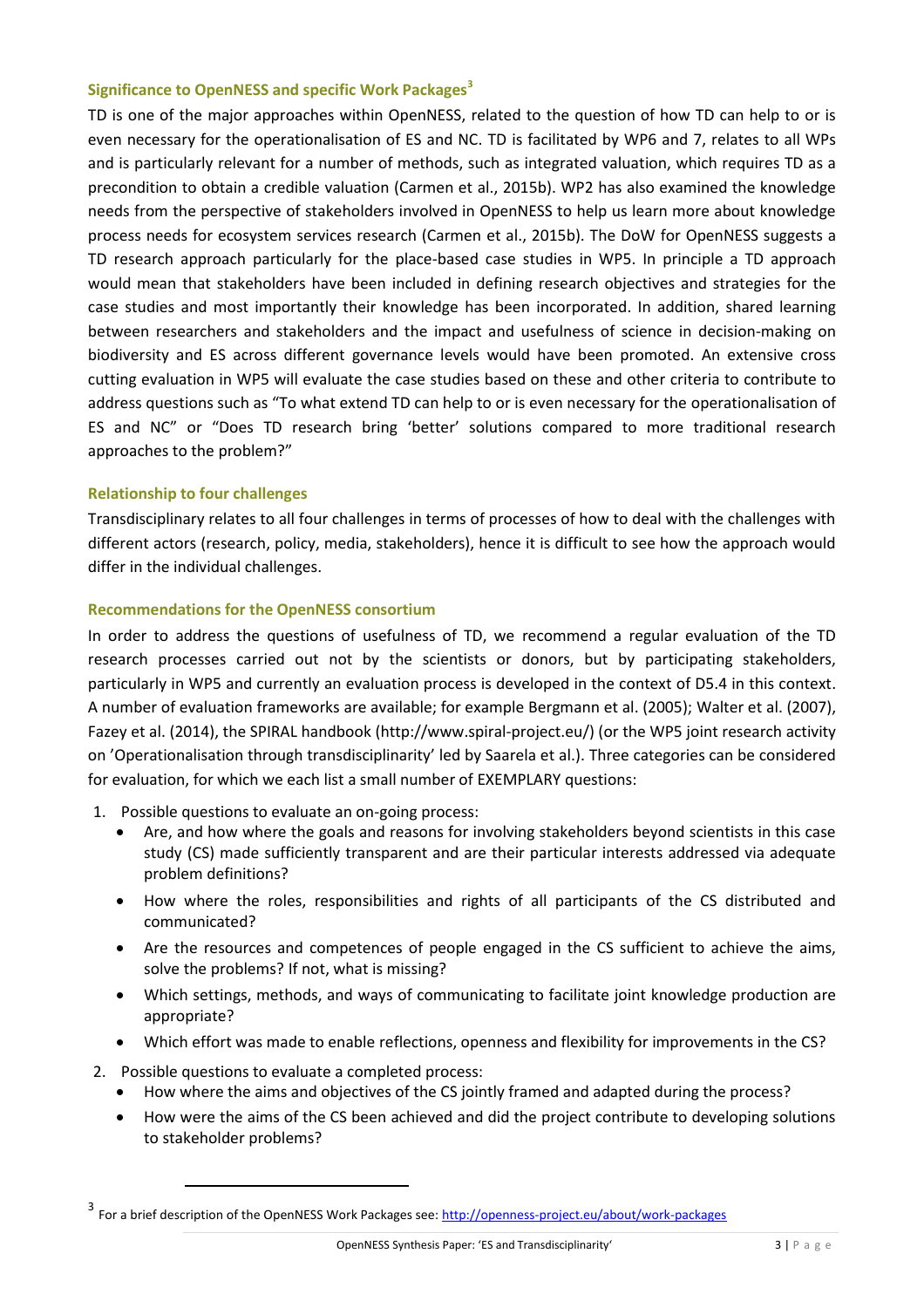### Significance to OpenNESS and specific Work Packages[3]

TD is one of the major approaches within OpenNESS, related to the question of how TD can help to or is even necessary for the operationalisation of ES and NC. TD is facilitated by WP6 and 7, relates to all WPs and is particularly relevant for a number of methods, such as integrated valuation, which requires TD as a precondition to obtain a credible valuation (Carmen et al., 2015b). WP2 has also examined the knowledge needs from the perspective of stakeholders involved in OpenNESS to help us learn more about knowledge process needs for ecosystem services research (Carmen et al., 2015b). The DoW for OpenNESS suggests a TD research approach particularly for the place-based case studies in WP5. In principle a TD approach would mean that stakeholders have been included in defining research objectives and strategies for the case studies and most importantly their knowledge has been incorporated. In addition, shared learning between researchers and stakeholders and the impact and usefulness of science in decision-making on biodiversity and ES across different governance levels would have been promoted. An extensive cross cutting evaluation in WP5 will evaluate the case studies based on these and other criteria to contribute to address questions such as "To what extend TD can help to or is even necessary for the operationalisation of ES and NC" or "Does TD research bring 'better' solutions compared to more traditional research approaches to the problem?"

### Relationship to four challenges

Transdisciplinary relates to all four challenges in terms of processes of how to deal with the challenges with different actors (research, policy, media, stakeholders), hence it is difficult to see how the approach would differ in the individual challenges.

### Recommendations for the OpenNESS consortium

In order to address the questions of usefulness of TD, we recommend a regular evaluation of the TD research processes carried out not by the scientists or donors, but by participating stakeholders, particularly in WP5 and currently an evaluation process is developed in the context of D5.4 in this context. A number of evaluation frameworks are available; for example Bergmann et al. (2005); Walter et al. (2007), Fazey et al. (2014), the SPIRAL handbook (http://www.spiral-project.eu/) (or the WP5 joint research activity on 'Operationalisation through transdisciplinarity' led by Saarela et al.). Three categories can be considered for evaluation, for which we each list a small number of EXEMPLARY questions:

1. Possible questions to evaluate an on-going process:
   - Are, and how where the goals and reasons for involving stakeholders beyond scientists in this case study (CS) made sufficiently transparent and are their particular interests addressed via adequate problem definitions?
   - How where the roles, responsibilities and rights of all participants of the CS distributed and communicated?
   - Are the resources and competences of people engaged in the CS sufficient to achieve the aims, solve the problems? If not, what is missing?
   - Which settings, methods, and ways of communicating to facilitate joint knowledge production are appropriate?
   - Which effort was made to enable reflections, openness and flexibility for improvements in the CS?
2. Possible questions to evaluate a completed process:
   - How where the aims and objectives of the CS jointly framed and adapted during the process?
   - How were the aims of the CS been achieved and did the project contribute to developing solutions to stakeholder problems?

---

[3] For a brief description of the OpenNESS Work Packages see: http://openness-project.eu/about/work-packages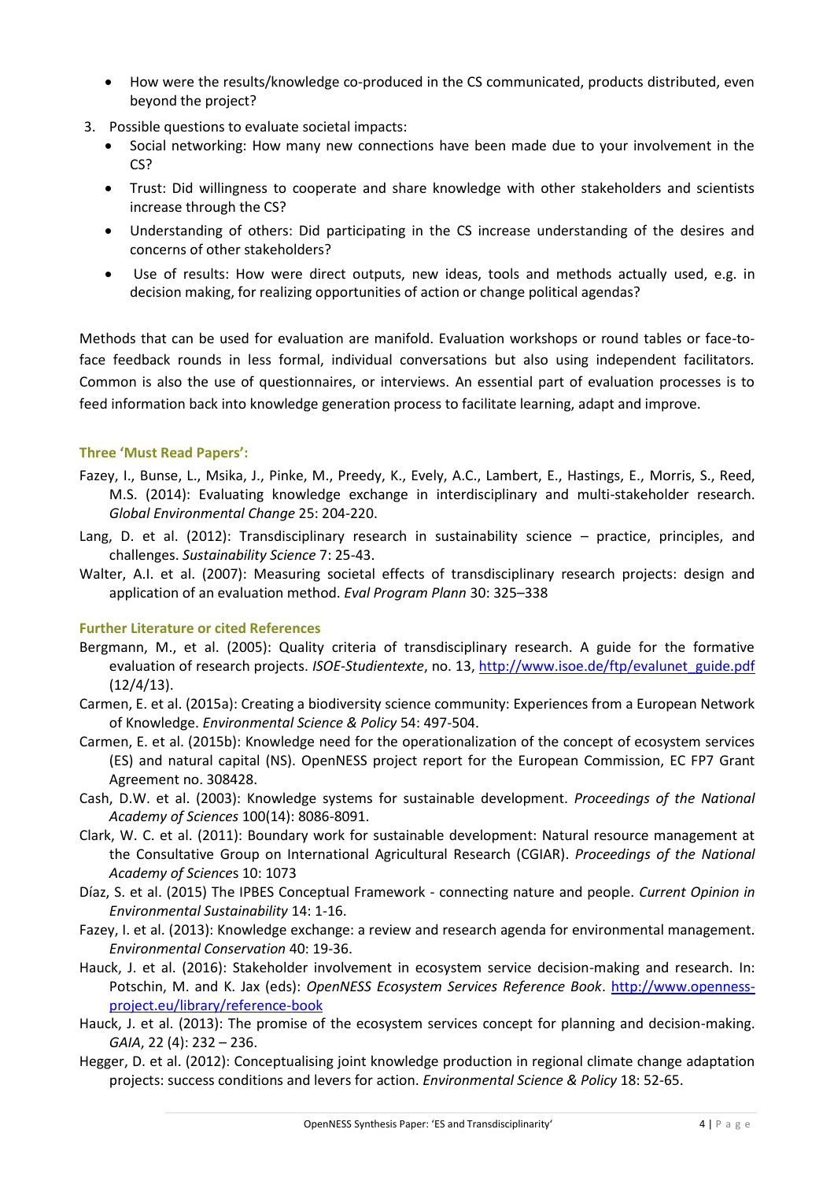- How were the results/knowledge co-produced in the CS communicated, products distributed, even beyond the project?

3. Possible questions to evaluate societal impacts:
   - Social networking: How many new connections have been made due to your involvement in the CS?
   - Trust: Did willingness to cooperate and share knowledge with other stakeholders and scientists increase through the CS?
   - Understanding of others: Did participating in the CS increase understanding of the desires and concerns of other stakeholders?
   - Use of results: How were direct outputs, new ideas, tools and methods actually used, e.g. in decision making, for realizing opportunities of action or change political agendas?

Methods that can be used for evaluation are manifold. Evaluation workshops or round tables or face-to-face feedback rounds in less formal, individual conversations but also using independent facilitators. Common is also the use of questionnaires, or interviews. An essential part of evaluation processes is to feed information back into knowledge generation process to facilitate learning, adapt and improve.

### Three 'Must Read Papers':

Fazey, I., Bunse, L., Msika, J., Pinke, M., Preedy, K., Evely, A.C., Lambert, E., Hastings, E., Morris, S., Reed, M.S. (2014): Evaluating knowledge exchange in interdisciplinary and multi-stakeholder research. *Global Environmental Change* 25: 204-220.

Lang, D. et al. (2012): Transdisciplinary research in sustainability science – practice, principles, and challenges. *Sustainability Science* 7: 25-43.

Walter, A.I. et al. (2007): Measuring societal effects of transdisciplinary research projects: design and application of an evaluation method. *Eval Program Plann* 30: 325–338

### Further Literature or cited References

Bergmann, M., et al. (2005): Quality criteria of transdisciplinary research. A guide for the formative evaluation of research projects. *ISOE-Studientexte*, no. 13, http://www.isoe.de/ftp/evalunet_guide.pdf (12/4/13).

Carmen, E. et al. (2015a): Creating a biodiversity science community: Experiences from a European Network of Knowledge. *Environmental Science & Policy* 54: 497-504.

Carmen, E. et al. (2015b): Knowledge need for the operationalization of the concept of ecosystem services (ES) and natural capital (NS). OpenNESS project report for the European Commission, EC FP7 Grant Agreement no. 308428.

Cash, D.W. et al. (2003): Knowledge systems for sustainable development. *Proceedings of the National Academy of Sciences* 100(14): 8086-8091.

Clark, W. C. et al. (2011): Boundary work for sustainable development: Natural resource management at the Consultative Group on International Agricultural Research (CGIAR). *Proceedings of the National Academy of Sciences* 10: 1073

Díaz, S. et al. (2015) The IPBES Conceptual Framework - connecting nature and people. *Current Opinion in Environmental Sustainability* 14: 1-16.

Fazey, I. et al. (2013): Knowledge exchange: a review and research agenda for environmental management. *Environmental Conservation* 40: 19-36.

Hauck, J. et al. (2016): Stakeholder involvement in ecosystem service decision-making and research. In: Potschin, M. and K. Jax (eds): *OpenNESS Ecosystem Services Reference Book*. http://www.openness-project.eu/library/reference-book

Hauck, J. et al. (2013): The promise of the ecosystem services concept for planning and decision-making. *GAIA*, 22 (4): 232 – 236.

Hegger, D. et al. (2012): Conceptualising joint knowledge production in regional climate change adaptation projects: success conditions and levers for action. *Environmental Science & Policy* 18: 52-65.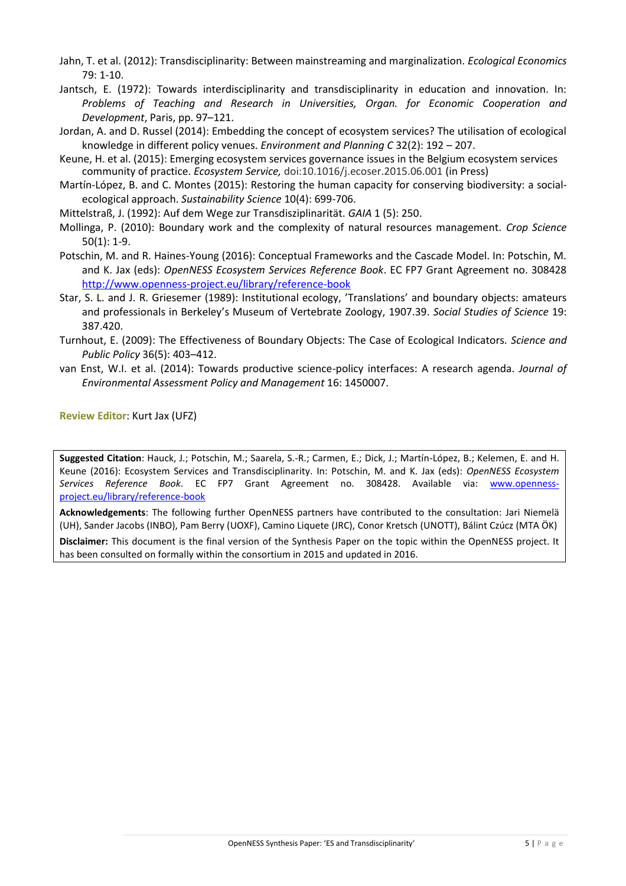Jahn, T. et al. (2012): Transdisciplinarity: Between mainstreaming and marginalization. *Ecological Economics* 79: 1-10.

Jantsch, E. (1972): Towards interdisciplinarity and transdisciplinarity in education and innovation. In: *Problems of Teaching and Research in Universities, Organ. for Economic Cooperation and Development*, Paris, pp. 97–121.

Jordan, A. and D. Russel (2014): Embedding the concept of ecosystem services? The utilisation of ecological knowledge in different policy venues. *Environment and Planning C* 32(2): 192 – 207.

Keune, H. et al. (2015): Emerging ecosystem services governance issues in the Belgium ecosystem services community of practice. *Ecosystem Service,* doi:10.1016/j.ecoser.2015.06.001 (in Press)

Martín-López, B. and C. Montes (2015): Restoring the human capacity for conserving biodiversity: a social-ecological approach. *Sustainability Science* 10(4): 699-706.

Mittelstraß, J. (1992): Auf dem Wege zur Transdisziplinarität. *GAIA* 1 (5): 250.

Mollinga, P. (2010): Boundary work and the complexity of natural resources management. *Crop Science* 50(1): 1-9.

Potschin, M. and R. Haines-Young (2016): Conceptual Frameworks and the Cascade Model. In: Potschin, M. and K. Jax (eds): *OpenNESS Ecosystem Services Reference Book*. EC FP7 Grant Agreement no. 308428 http://www.openness-project.eu/library/reference-book

Star, S. L. and J. R. Griesemer (1989): Institutional ecology, 'Translations' and boundary objects: amateurs and professionals in Berkeley's Museum of Vertebrate Zoology, 1907.39. *Social Studies of Science* 19: 387.420.

Turnhout, E. (2009): The Effectiveness of Boundary Objects: The Case of Ecological Indicators. *Science and Public Policy* 36(5): 403–412.

van Enst, W.I. et al. (2014): Towards productive science-policy interfaces: A research agenda. *Journal of Environmental Assessment Policy and Management* 16: 1450007.

**Review Editor**: Kurt Jax (UFZ)

**Suggested Citation**: Hauck, J.; Potschin, M.; Saarela, S.-R.; Carmen, E.; Dick, J.; Martín-López, B.; Kelemen, E. and H. Keune (2016): Ecosystem Services and Transdisciplinarity. In: Potschin, M. and K. Jax (eds): *OpenNESS Ecosystem Services Reference Book*. EC FP7 Grant Agreement no. 308428. Available via: www.openness-project.eu/library/reference-book

**Acknowledgements**: The following further OpenNESS partners have contributed to the consultation: Jari Niemelä (UH), Sander Jacobs (INBO), Pam Berry (UOXF), Camino Liquete (JRC), Conor Kretsch (UNOTT), Bálint Czúcz (MTA ÖK)

**Disclaimer:** This document is the final version of the Synthesis Paper on the topic within the OpenNESS project. It has been consulted on formally within the consortium in 2015 and updated in 2016.